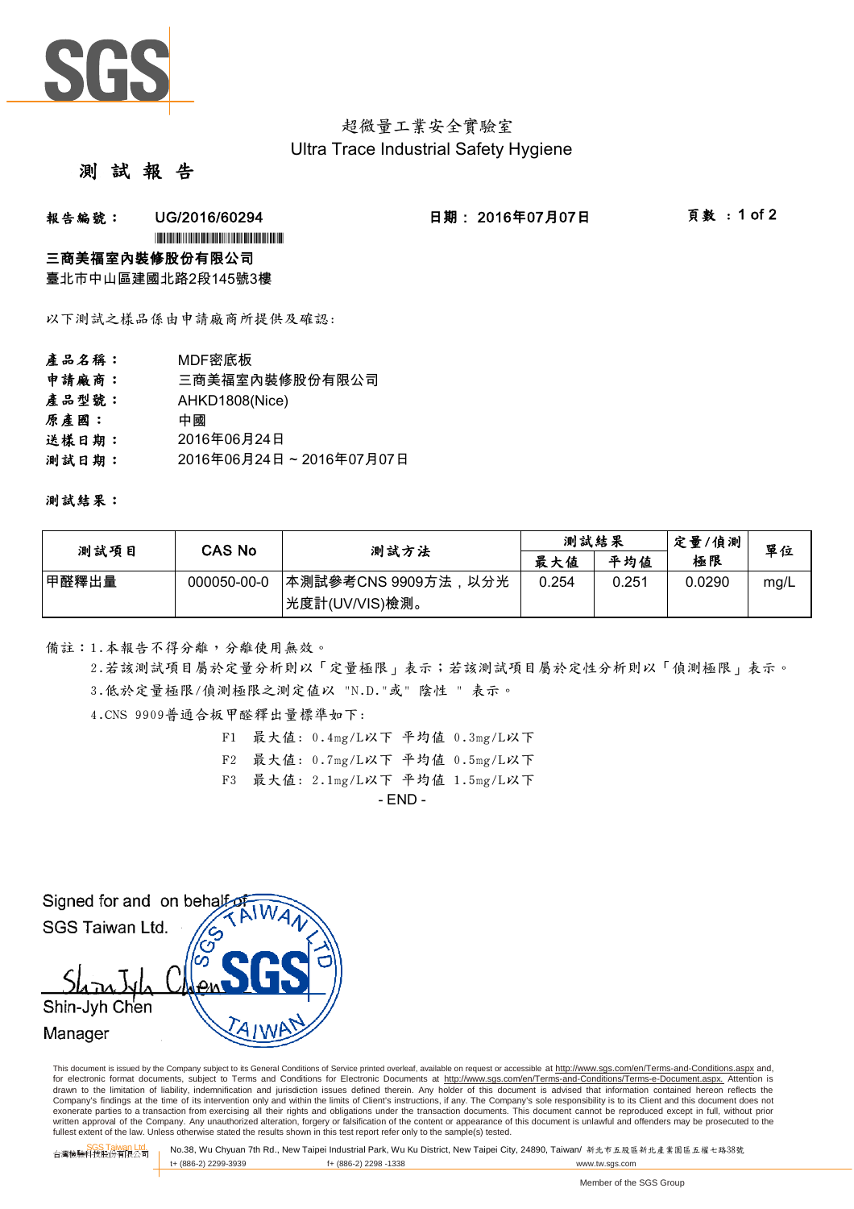超微量工業安全實驗室
Ultra Trace Industrial Safety Hygiene

# 測 試 報 告

**報告編號：** UG/2016/60294　　**日期：** 2016年07月07日　　**頁數：** 1 of 2

**三商美福室內裝修股份有限公司**
臺北市中山區建國北路2段145號3樓

以下測試之樣品係由申請廠商所提供及確認:

| | |
|---|---|
| **產品名稱：** | MDF密底板 |
| **申請廠商：** | 三商美福室內裝修股份有限公司 |
| **產品型號：** | AHKD1808(Nice) |
| **原產國：** | 中國 |
| **送樣日期：** | 2016年06月24日 |
| **測試日期：** | 2016年06月24日 ~ 2016年07月07日 |

**測試結果：**

| 測試項目 | CAS No | 測試方法 | 測試結果 | | 定量/偵測極限 | 單位 |
|---|---|---|---|---|---|---|
| | | | 最大值 | 平均值 | | |
| 甲醛釋出量 | 000050-00-0 | 本測試參考CNS 9909方法，以分光光度計(UV/VIS)檢測。 | 0.254 | 0.251 | 0.0290 | mg/L |

備註：1.本報告不得分離，分離使用無效。

2.若該測試項目屬於定量分析則以「定量極限」表示；若該測試項目屬於定性分析則以「偵測極限」表示。

3.低於定量極限/偵測極限之測定值以 "N.D."或" 陰性 " 表示。

4.CNS 9909普通合板甲醛釋出量標準如下:

F1　最大值: 0.4mg/L以下　平均值 0.3mg/L以下

F2　最大值: 0.7mg/L以下　平均值 0.5mg/L以下

F3　最大值: 2.1mg/L以下　平均值 1.5mg/L以下

- END -

Signed for and on behalf of
SGS Taiwan Ltd.

Shin-Jyh Chen
Manager

This document is issued by the Company subject to its General Conditions of Service printed overleaf, available on request or accessible at http://www.sgs.com/en/Terms-and-Conditions.aspx and, for electronic format documents, subject to Terms and Conditions for Electronic Documents at http://www.sgs.com/en/Terms-and-Conditions/Terms-e-Document.aspx. Attention is drawn to the limitation of liability, indemnification and jurisdiction issues defined therein. Any holder of this document is advised that information contained hereon reflects the Company's findings at the time of its intervention only and within the limits of Client's instructions, if any. The Company's sole responsibility is to its Client and this document does not exonerate parties to a transaction from exercising all their rights and obligations under the transaction documents. This document cannot be reproduced except in full, without prior written approval of the Company. Any unauthorized alteration, forgery or falsification of the content or appearance of this document is unlawful and offenders may be prosecuted to the fullest extent of the law. Unless otherwise stated the results shown in this test report refer only to the sample(s) tested.

SGS Taiwan Ltd. 台灣檢驗科技股份有限公司 | No.38, Wu Chyuan 7th Rd., New Taipei Industrial Park, Wu Ku District, New Taipei City, 24890, Taiwan/ 新北市五股區新北產業園區五權七路38號 | t+ (886-2) 2299-3939 | f+ (886-2) 2298 -1338 | www.tw.sgs.com

Member of the SGS Group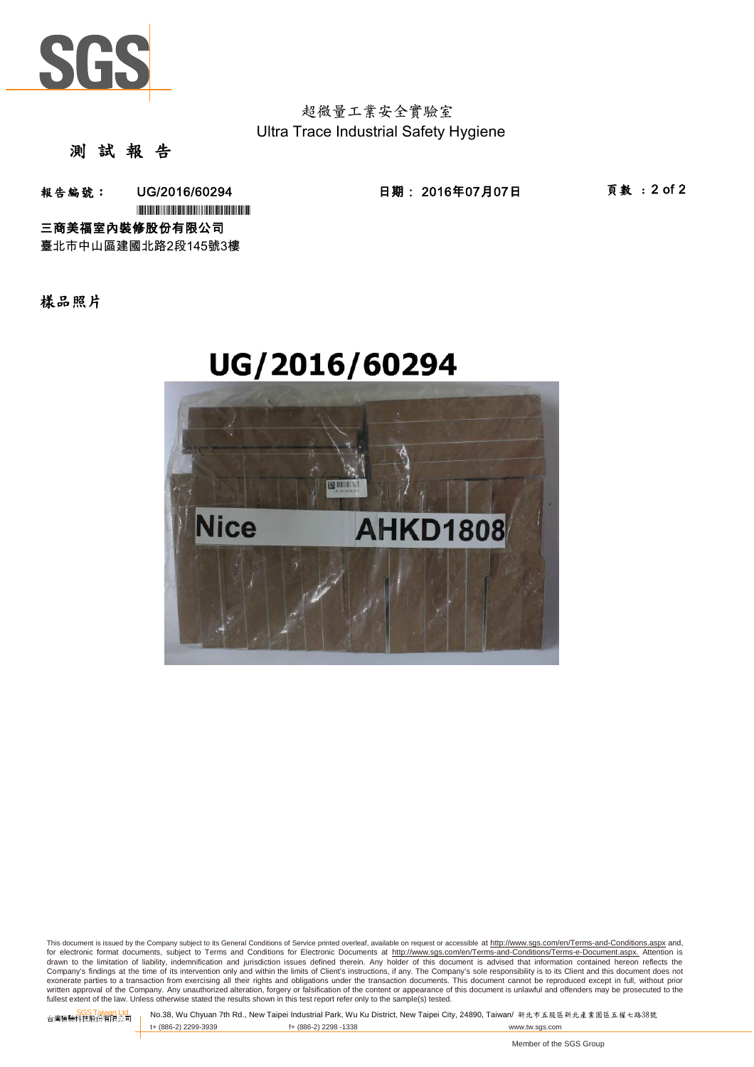超微量工業安全實驗室
Ultra Trace Industrial Safety Hygiene

# 測 試 報 告

**報告編號：** UG/2016/60294　　**日期：** 2016年07月07日

**三商美福室內裝修股份有限公司**
臺北市中山區建國北路2段145號3樓

## 樣品照片

UG/2016/60294

Nice　AHKD1808

This document is issued by the Company subject to its General Conditions of Service printed overleaf, available on request or accessible at http://www.sgs.com/en/Terms-and-Conditions.aspx and, for electronic format documents, subject to Terms and Conditions for Electronic Documents at http://www.sgs.com/en/Terms-and-Conditions/Terms-e-Document.aspx. Attention is drawn to the limitation of liability, indemnification and jurisdiction issues defined therein. Any holder of this document is advised that information contained hereon reflects the Company's findings at the time of its intervention only and within the limits of Client's instructions, if any. The Company's sole responsibility is to its Client and this document does not exonerate parties to a transaction from exercising all their rights and obligations under the transaction documents. This document cannot be reproduced except in full, without prior written approval of the Company. Any unauthorized alteration, forgery or falsification of the content or appearance of this document is unlawful and offenders may be prosecuted to the fullest extent of the law. Unless otherwise stated the results shown in this test report refer only to the sample(s) tested.

SGS Taiwan Ltd. 台灣檢驗科技股份有限公司　No.38, Wu Chyuan 7th Rd., New Taipei Industrial Park, Wu Ku District, New Taipei City, 24890, Taiwan/ 新北市五股區新北產業園區五權七路38號
t+ (886-2) 2299-3939　f+ (886-2) 2298 -1338　www.tw.sgs.com

Member of the SGS Group